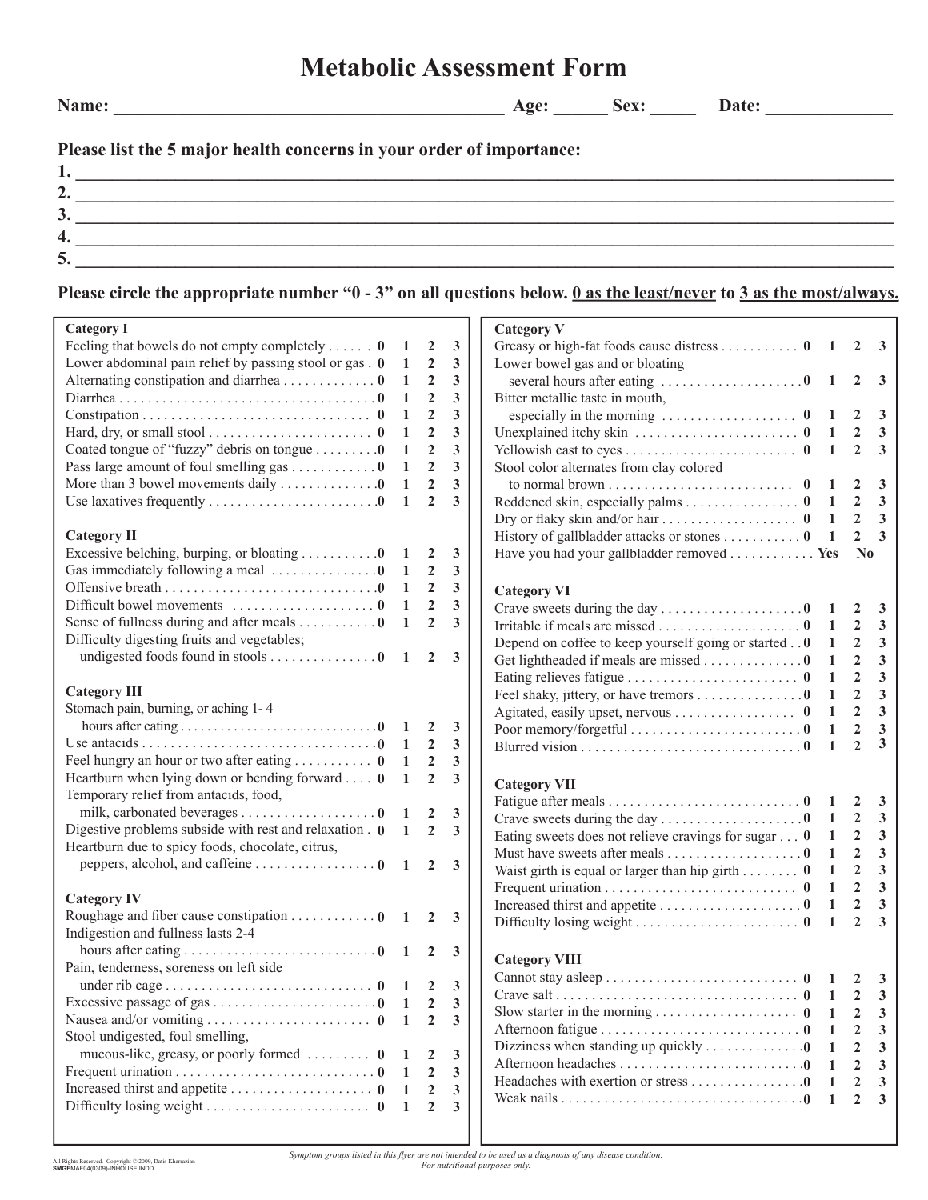# Metabolic Assessment Form

**Name:** ______________________________ **Age:** ______ **Sex:** _____ **Date:** ______________

**Please list the 5 major health concerns in your order of importance:**

1. ________________________________________________________________
2. ________________________________________________________________
3. ________________________________________________________________
4. ________________________________________________________________
5. ________________________________________________________________

**Please circle the appropriate number "0 - 3" on all questions below. 0 as the least/never to 3 as the most/always.**

### Category I

| | | | | |
|---|---|---|---|---|
| Feeling that bowels do not empty completely | 0 | 1 | 2 | 3 |
| Lower abdominal pain relief by passing stool or gas | 0 | 1 | 2 | 3 |
| Alternating constipation and diarrhea | 0 | 1 | 2 | 3 |
| Diarrhea | 0 | 1 | 2 | 3 |
| Constipation | 0 | 1 | 2 | 3 |
| Hard, dry, or small stool | 0 | 1 | 2 | 3 |
| Coated tongue of "fuzzy" debris on tongue | 0 | 1 | 2 | 3 |
| Pass large amount of foul smelling gas | 0 | 1 | 2 | 3 |
| More than 3 bowel movements daily | 0 | 1 | 2 | 3 |
| Use laxatives frequently | 0 | 1 | 2 | 3 |

### Category II

| | | | | |
|---|---|---|---|---|
| Excessive belching, burping, or bloating | 0 | 1 | 2 | 3 |
| Gas immediately following a meal | 0 | 1 | 2 | 3 |
| Offensive breath | 0 | 1 | 2 | 3 |
| Difficult bowel movements | 0 | 1 | 2 | 3 |
| Sense of fullness during and after meals | 0 | 1 | 2 | 3 |
| Difficulty digesting fruits and vegetables; undigested foods found in stools | 0 | 1 | 2 | 3 |

### Category III

| | | | | |
|---|---|---|---|---|
| Stomach pain, burning, or aching 1- 4 hours after eating | 0 | 1 | 2 | 3 |
| Use antacids | 0 | 1 | 2 | 3 |
| Feel hungry an hour or two after eating | 0 | 1 | 2 | 3 |
| Heartburn when lying down or bending forward | 0 | 1 | 2 | 3 |
| Temporary relief from antacids, food, milk, carbonated beverages | 0 | 1 | 2 | 3 |
| Digestive problems subside with rest and relaxation | 0 | 1 | 2 | 3 |
| Heartburn due to spicy foods, chocolate, citrus, peppers, alcohol, and caffeine | 0 | 1 | 2 | 3 |

### Category IV

| | | | | |
|---|---|---|---|---|
| Roughage and fiber cause constipation | 0 | 1 | 2 | 3 |
| Indigestion and fullness lasts 2-4 hours after eating | 0 | 1 | 2 | 3 |
| Pain, tenderness, soreness on left side under rib cage | 0 | 1 | 2 | 3 |
| Excessive passage of gas | 0 | 1 | 2 | 3 |
| Nausea and/or vomiting | 0 | 1 | 2 | 3 |
| Stool undigested, foul smelling, mucous-like, greasy, or poorly formed | 0 | 1 | 2 | 3 |
| Frequent urination | 0 | 1 | 2 | 3 |
| Increased thirst and appetite | 0 | 1 | 2 | 3 |
| Difficulty losing weight | 0 | 1 | 2 | 3 |

### Category V

| | | | | |
|---|---|---|---|---|
| Greasy or high-fat foods cause distress | 0 | 1 | 2 | 3 |
| Lower bowel gas and or bloating several hours after eating | 0 | 1 | 2 | 3 |
| Bitter metallic taste in mouth, especially in the morning | 0 | 1 | 2 | 3 |
| Unexplained itchy skin | 0 | 1 | 2 | 3 |
| Yellowish cast to eyes | 0 | 1 | 2 | 3 |
| Stool color alternates from clay colored to normal brown | 0 | 1 | 2 | 3 |
| Reddened skin, especially palms | 0 | 1 | 2 | 3 |
| Dry or flaky skin and/or hair | 0 | 1 | 2 | 3 |
| History of gallbladder attacks or stones | 0 | 1 | 2 | 3 |
| Have you had your gallbladder removed | Yes | No | | |

### Category VI

| | | | | |
|---|---|---|---|---|
| Crave sweets during the day | 0 | 1 | 2 | 3 |
| Irritable if meals are missed | 0 | 1 | 2 | 3 |
| Depend on coffee to keep yourself going or started | 0 | 1 | 2 | 3 |
| Get lightheaded if meals are missed | 0 | 1 | 2 | 3 |
| Eating relieves fatigue | 0 | 1 | 2 | 3 |
| Feel shaky, jittery, or have tremors | 0 | 1 | 2 | 3 |
| Agitated, easily upset, nervous | 0 | 1 | 2 | 3 |
| Poor memory/forgetful | 0 | 1 | 2 | 3 |
| Blurred vision | 0 | 1 | 2 | 3 |

### Category VII

| | | | | |
|---|---|---|---|---|
| Fatigue after meals | 0 | 1 | 2 | 3 |
| Crave sweets during the day | 0 | 1 | 2 | 3 |
| Eating sweets does not relieve cravings for sugar | 0 | 1 | 2 | 3 |
| Must have sweets after meals | 0 | 1 | 2 | 3 |
| Waist girth is equal or larger than hip girth | 0 | 1 | 2 | 3 |
| Frequent urination | 0 | 1 | 2 | 3 |
| Increased thirst and appetite | 0 | 1 | 2 | 3 |
| Difficulty losing weight | 0 | 1 | 2 | 3 |

### Category VIII

| | | | | |
|---|---|---|---|---|
| Cannot stay asleep | 0 | 1 | 2 | 3 |
| Crave salt | 0 | 1 | 2 | 3 |
| Slow starter in the morning | 0 | 1 | 2 | 3 |
| Afternoon fatigue | 0 | 1 | 2 | 3 |
| Dizziness when standing up quickly | 0 | 1 | 2 | 3 |
| Afternoon headaches | 0 | 1 | 2 | 3 |
| Headaches with exertion or stress | 0 | 1 | 2 | 3 |
| Weak nails | 0 | 1 | 2 | 3 |

*Symptom groups listed in this flyer are not intended to be used as a diagnosis of any disease condition. For nutritional purposes only.*

All Rights Reserved. Copyright © 2009, Datis Kharrazian
SMGEMAF04(0309)-INHOUSE.INDD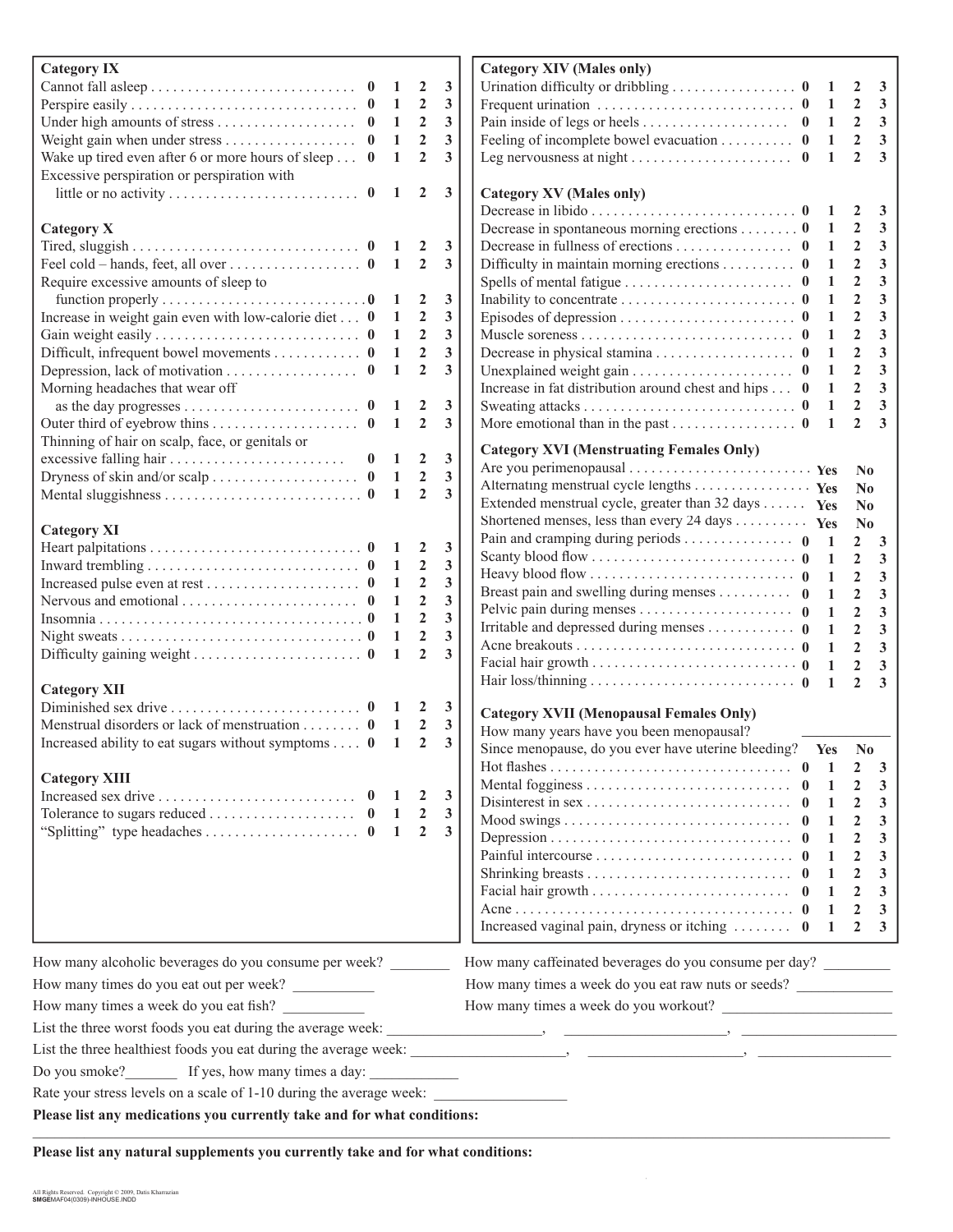### Category IX

| | | | | |
|---|---|---|---|---|
| Cannot fall asleep | 0 | 1 | 2 | 3 |
| Perspire easily | 0 | 1 | 2 | 3 |
| Under high amounts of stress | 0 | 1 | 2 | 3 |
| Weight gain when under stress | 0 | 1 | 2 | 3 |
| Wake up tired even after 6 or more hours of sleep | 0 | 1 | 2 | 3 |
| Excessive perspiration or perspiration with little or no activity | 0 | 1 | 2 | 3 |

### Category X

| | | | | |
|---|---|---|---|---|
| Tired, sluggish | 0 | 1 | 2 | 3 |
| Feel cold – hands, feet, all over | 0 | 1 | 2 | 3 |
| Require excessive amounts of sleep to function properly | 0 | 1 | 2 | 3 |
| Increase in weight gain even with low-calorie diet | 0 | 1 | 2 | 3 |
| Gain weight easily | 0 | 1 | 2 | 3 |
| Difficult, infrequent bowel movements | 0 | 1 | 2 | 3 |
| Depression, lack of motivation | 0 | 1 | 2 | 3 |
| Morning headaches that wear off as the day progresses | 0 | 1 | 2 | 3 |
| Outer third of eyebrow thins | 0 | 1 | 2 | 3 |
| Thinning of hair on scalp, face, or genitals or excessive falling hair | 0 | 1 | 2 | 3 |
| Dryness of skin and/or scalp | 0 | 1 | 2 | 3 |
| Mental sluggishness | 0 | 1 | 2 | 3 |

### Category XI

| | | | | |
|---|---|---|---|---|
| Heart palpitations | 0 | 1 | 2 | 3 |
| Inward trembling | 0 | 1 | 2 | 3 |
| Increased pulse even at rest | 0 | 1 | 2 | 3 |
| Nervous and emotional | 0 | 1 | 2 | 3 |
| Insomnia | 0 | 1 | 2 | 3 |
| Night sweats | 0 | 1 | 2 | 3 |
| Difficulty gaining weight | 0 | 1 | 2 | 3 |

### Category XII

| | | | | |
|---|---|---|---|---|
| Diminished sex drive | 0 | 1 | 2 | 3 |
| Menstrual disorders or lack of menstruation | 0 | 1 | 2 | 3 |
| Increased ability to eat sugars without symptoms | 0 | 1 | 2 | 3 |

### Category XIII

| | | | | |
|---|---|---|---|---|
| Increased sex drive | 0 | 1 | 2 | 3 |
| Tolerance to sugars reduced | 0 | 1 | 2 | 3 |
| "Splitting" type headaches | 0 | 1 | 2 | 3 |

### Category XIV (Males only)

| | | | | |
|---|---|---|---|---|
| Urination difficulty or dribbling | 0 | 1 | 2 | 3 |
| Frequent urination | 0 | 1 | 2 | 3 |
| Pain inside of legs or heels | 0 | 1 | 2 | 3 |
| Feeling of incomplete bowel evacuation | 0 | 1 | 2 | 3 |
| Leg nervousness at night | 0 | 1 | 2 | 3 |

### Category XV (Males only)

| | | | | |
|---|---|---|---|---|
| Decrease in libido | 0 | 1 | 2 | 3 |
| Decrease in spontaneous morning erections | 0 | 1 | 2 | 3 |
| Decrease in fullness of erections | 0 | 1 | 2 | 3 |
| Difficulty in maintain morning erections | 0 | 1 | 2 | 3 |
| Spells of mental fatigue | 0 | 1 | 2 | 3 |
| Inability to concentrate | 0 | 1 | 2 | 3 |
| Episodes of depression | 0 | 1 | 2 | 3 |
| Muscle soreness | 0 | 1 | 2 | 3 |
| Decrease in physical stamina | 0 | 1 | 2 | 3 |
| Unexplained weight gain | 0 | 1 | 2 | 3 |
| Increase in fat distribution around chest and hips | 0 | 1 | 2 | 3 |
| Sweating attacks | 0 | 1 | 2 | 3 |
| More emotional than in the past | 0 | 1 | 2 | 3 |

### Category XVI (Menstruating Females Only)

| | | | | |
|---|---|---|---|---|
| Are you perimenopausal | Yes | No | | |
| Alternating menstrual cycle lengths | Yes | No | | |
| Extended menstrual cycle, greater than 32 days | Yes | No | | |
| Shortened menses, less than every 24 days | Yes | No | | |
| Pain and cramping during periods | 0 | 1 | 2 | 3 |
| Scanty blood flow | 0 | 1 | 2 | 3 |
| Heavy blood flow | 0 | 1 | 2 | 3 |
| Breast pain and swelling during menses | 0 | 1 | 2 | 3 |
| Pelvic pain during menses | 0 | 1 | 2 | 3 |
| Irritable and depressed during menses | 0 | 1 | 2 | 3 |
| Acne breakouts | 0 | 1 | 2 | 3 |
| Facial hair growth | 0 | 1 | 2 | 3 |
| Hair loss/thinning | 0 | 1 | 2 | 3 |

### Category XVII (Menopausal Females Only)

How many years have you been menopausal? ____________

| | | | | |
|---|---|---|---|---|
| Since menopause, do you ever have uterine bleeding? | Yes | No | | |
| Hot flashes | 0 | 1 | 2 | 3 |
| Mental fogginess | 0 | 1 | 2 | 3 |
| Disinterest in sex | 0 | 1 | 2 | 3 |
| Mood swings | 0 | 1 | 2 | 3 |
| Depression | 0 | 1 | 2 | 3 |
| Painful intercourse | 0 | 1 | 2 | 3 |
| Shrinking breasts | 0 | 1 | 2 | 3 |
| Facial hair growth | 0 | 1 | 2 | 3 |
| Acne | 0 | 1 | 2 | 3 |
| Increased vaginal pain, dryness or itching | 0 | 1 | 2 | 3 |

How many alcoholic beverages do you consume per week? ________

How many caffeinated beverages do you consume per day? _________

How many times do you eat out per week? ___________

How many times a week do you eat raw nuts or seeds? _____________

How many times a week do you eat fish? ___________

How many times a week do you workout? ______________________

List the three worst foods you eat during the average week: ____________________, ____________________, ____________________

List the three healthiest foods you eat during the average week: ____________________, ____________________, ____________________

Do you smoke?_______ If yes, how many times a day: ____________

Rate your stress levels on a scale of 1-10 during the average week: _________________

**Please list any medications you currently take and for what conditions:**

**Please list any natural supplements you currently take and for what conditions:**

All Rights Reserved. Copyright © 2009, Datis Kharrazian
SMGEMAF04(0309)-INHOUSE.INDD